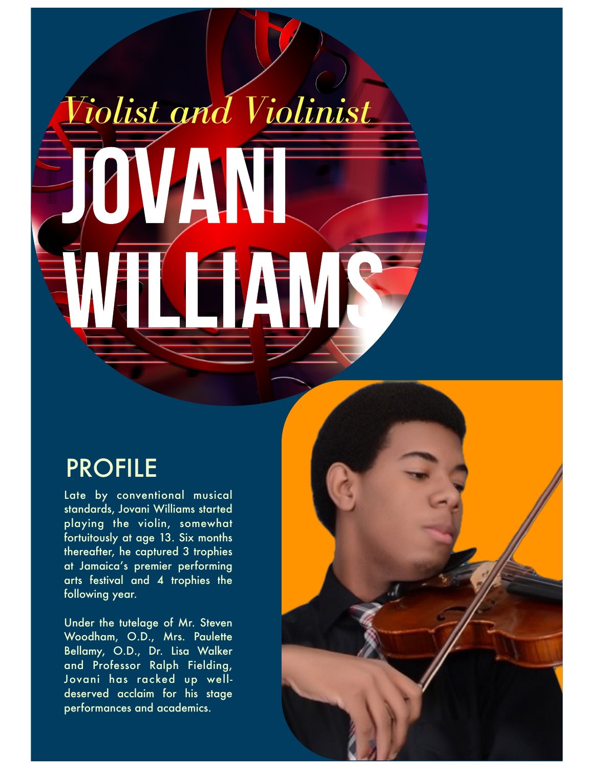*Violist and Violinist*

# JOVANI WILLIAMS

## PROFILE

Late by conventional musical standards, Jovani Williams started playing the violin, somewhat fortuitously at age 13. Six months thereafter, he captured 3 trophies at Jamaica's premier performing arts festival and 4 trophies the following year.

Under the tutelage of Mr. Steven Woodham, O.D., Mrs. Paulette Bellamy, O.D., Dr. Lisa Walker and Professor Ralph Fielding, Jovani has racked up well-deserved acclaim for his stage performances and academics.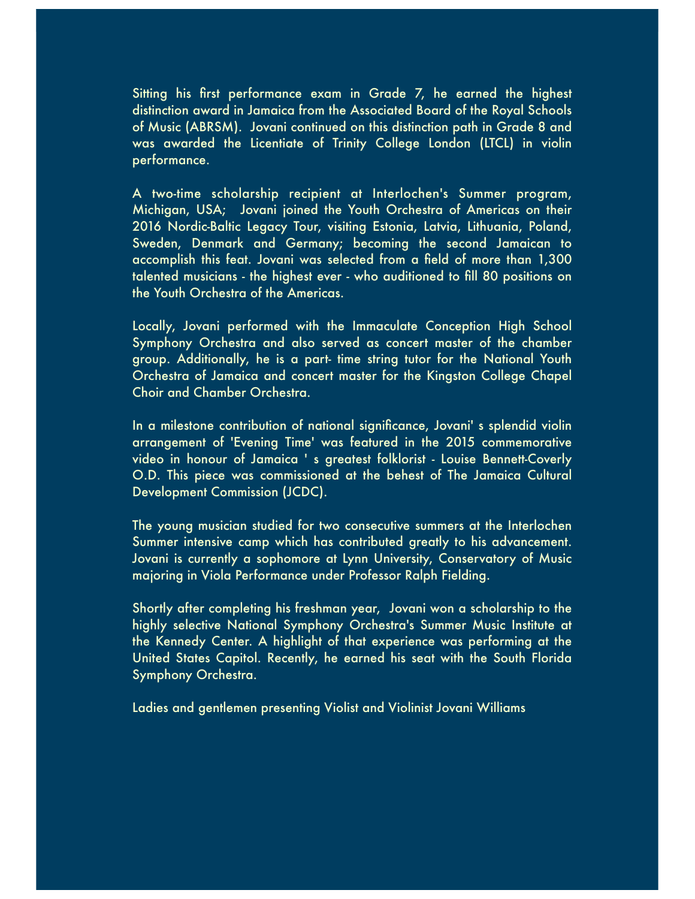Sitting his first performance exam in Grade 7, he earned the highest distinction award in Jamaica from the Associated Board of the Royal Schools of Music (ABRSM). Jovani continued on this distinction path in Grade 8 and was awarded the Licentiate of Trinity College London (LTCL) in violin performance.

A two-time scholarship recipient at Interlochen's Summer program, Michigan, USA; Jovani joined the Youth Orchestra of Americas on their 2016 Nordic-Baltic Legacy Tour, visiting Estonia, Latvia, Lithuania, Poland, Sweden, Denmark and Germany; becoming the second Jamaican to accomplish this feat. Jovani was selected from a field of more than 1,300 talented musicians - the highest ever - who auditioned to fill 80 positions on the Youth Orchestra of the Americas.

Locally, Jovani performed with the Immaculate Conception High School Symphony Orchestra and also served as concert master of the chamber group. Additionally, he is a part- time string tutor for the National Youth Orchestra of Jamaica and concert master for the Kingston College Chapel Choir and Chamber Orchestra.

In a milestone contribution of national significance, Jovani' s splendid violin arrangement of 'Evening Time' was featured in the 2015 commemorative video in honour of Jamaica ' s greatest folklorist - Louise Bennett-Coverly O.D. This piece was commissioned at the behest of The Jamaica Cultural Development Commission (JCDC).

The young musician studied for two consecutive summers at the Interlochen Summer intensive camp which has contributed greatly to his advancement. Jovani is currently a sophomore at Lynn University, Conservatory of Music majoring in Viola Performance under Professor Ralph Fielding.

Shortly after completing his freshman year, Jovani won a scholarship to the highly selective National Symphony Orchestra's Summer Music Institute at the Kennedy Center. A highlight of that experience was performing at the United States Capitol. Recently, he earned his seat with the South Florida Symphony Orchestra.

Ladies and gentlemen presenting Violist and Violinist Jovani Williams